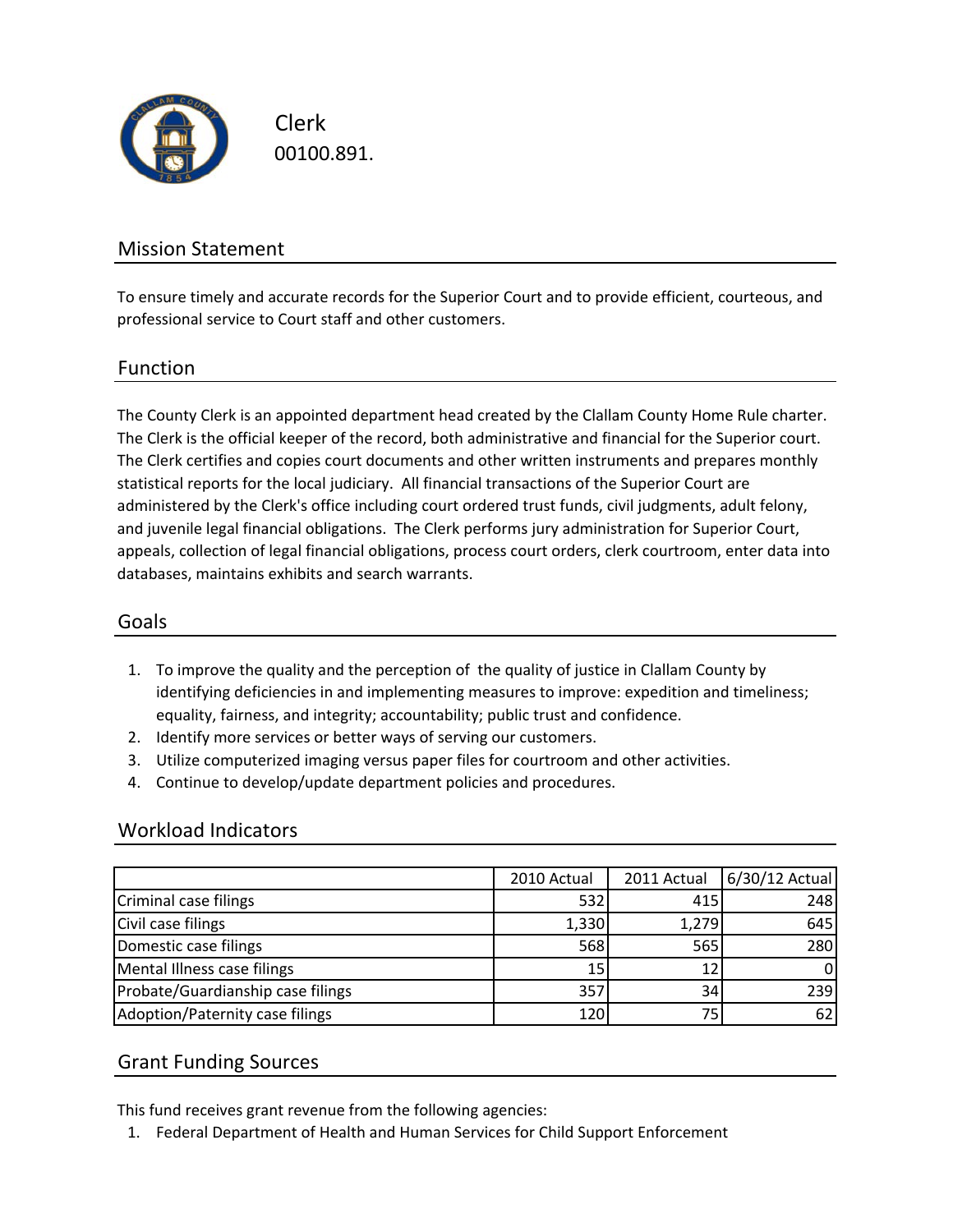# Clerk

00100.891.

## Mission Statement

To ensure timely and accurate records for the Superior Court and to provide efficient, courteous, and professional service to Court staff and other customers.

## Function

The County Clerk is an appointed department head created by the Clallam County Home Rule charter. The Clerk is the official keeper of the record, both administrative and financial for the Superior court. The Clerk certifies and copies court documents and other written instruments and prepares monthly statistical reports for the local judiciary. All financial transactions of the Superior Court are administered by the Clerk's office including court ordered trust funds, civil judgments, adult felony, and juvenile legal financial obligations. The Clerk performs jury administration for Superior Court, appeals, collection of legal financial obligations, process court orders, clerk courtroom, enter data into databases, maintains exhibits and search warrants.

## Goals

1. To improve the quality and the perception of the quality of justice in Clallam County by identifying deficiencies in and implementing measures to improve: expedition and timeliness; equality, fairness, and integrity; accountability; public trust and confidence.
2. Identify more services or better ways of serving our customers.
3. Utilize computerized imaging versus paper files for courtroom and other activities.
4. Continue to develop/update department policies and procedures.

## Workload Indicators

| | 2010 Actual | 2011 Actual | 6/30/12 Actual |
|---|---|---|---|
| Criminal case filings | 532 | 415 | 248 |
| Civil case filings | 1,330 | 1,279 | 645 |
| Domestic case filings | 568 | 565 | 280 |
| Mental Illness case filings | 15 | 12 | 0 |
| Probate/Guardianship case filings | 357 | 34 | 239 |
| Adoption/Paternity case filings | 120 | 75 | 62 |

## Grant Funding Sources

This fund receives grant revenue from the following agencies:

1. Federal Department of Health and Human Services for Child Support Enforcement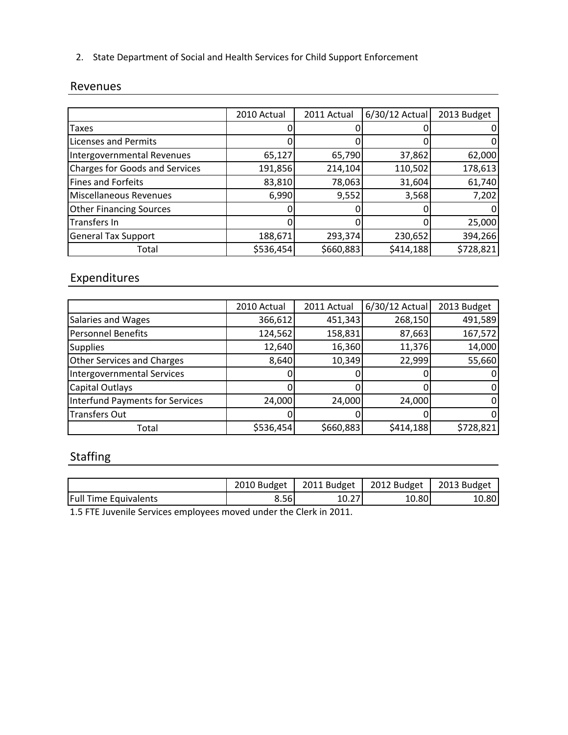2. State Department of Social and Health Services for Child Support Enforcement

## Revenues

| | 2010 Actual | 2011 Actual | 6/30/12 Actual | 2013 Budget |
|---|---|---|---|---|
| Taxes | 0 | 0 | 0 | 0 |
| Licenses and Permits | 0 | 0 | 0 | 0 |
| Intergovernmental Revenues | 65,127 | 65,790 | 37,862 | 62,000 |
| Charges for Goods and Services | 191,856 | 214,104 | 110,502 | 178,613 |
| Fines and Forfeits | 83,810 | 78,063 | 31,604 | 61,740 |
| Miscellaneous Revenues | 6,990 | 9,552 | 3,568 | 7,202 |
| Other Financing Sources | 0 | 0 | 0 | 0 |
| Transfers In | 0 | 0 | 0 | 25,000 |
| General Tax Support | 188,671 | 293,374 | 230,652 | 394,266 |
| Total | $536,454 | $660,883 | $414,188 | $728,821 |

## Expenditures

| | 2010 Actual | 2011 Actual | 6/30/12 Actual | 2013 Budget |
|---|---|---|---|---|
| Salaries and Wages | 366,612 | 451,343 | 268,150 | 491,589 |
| Personnel Benefits | 124,562 | 158,831 | 87,663 | 167,572 |
| Supplies | 12,640 | 16,360 | 11,376 | 14,000 |
| Other Services and Charges | 8,640 | 10,349 | 22,999 | 55,660 |
| Intergovernmental Services | 0 | 0 | 0 | 0 |
| Capital Outlays | 0 | 0 | 0 | 0 |
| Interfund Payments for Services | 24,000 | 24,000 | 24,000 | 0 |
| Transfers Out | 0 | 0 | 0 | 0 |
| Total | $536,454 | $660,883 | $414,188 | $728,821 |

## Staffing

| | 2010 Budget | 2011 Budget | 2012 Budget | 2013 Budget |
|---|---|---|---|---|
| Full Time Equivalents | 8.56 | 10.27 | 10.80 | 10.80 |

1.5 FTE Juvenile Services employees moved under the Clerk in 2011.